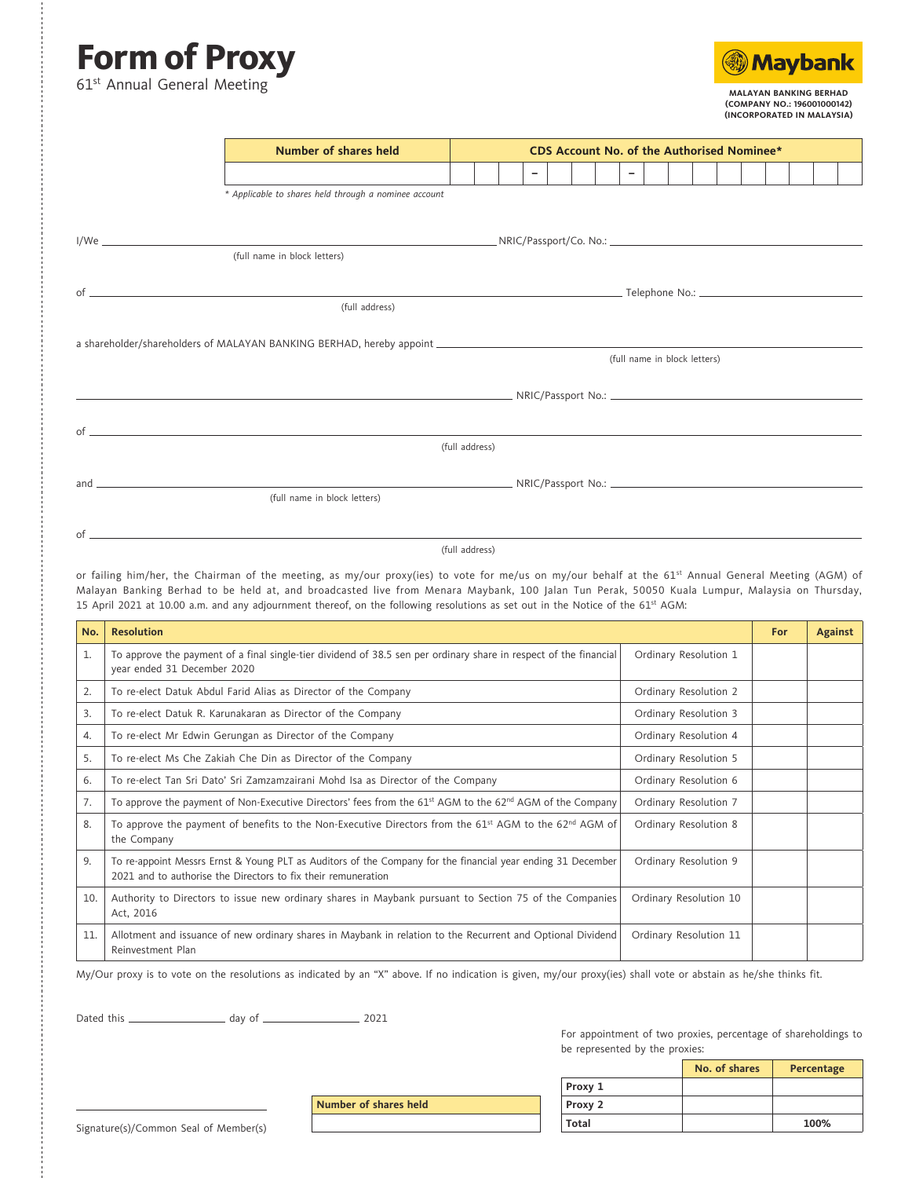# Form of Proxy

61st Annual General Meeting

**Maybank**

**MALAYAN BANKING BERHAD**
**(COMPANY NO.: 196001000142)**
**(INCORPORATED IN MALAYSIA)**

| Number of shares held | CDS Account No. of the Authorised Nominee* |
|---|---|
| | – – |

*\* Applicable to shares held through a nominee account*

I/We ______________________________ NRIC/Passport/Co. No.: ______________________________
(full name in block letters)

of ______________________________ Telephone No.: ______________________________
(full address)

a shareholder/shareholders of MALAYAN BANKING BERHAD, hereby appoint ______________________________
(full name in block letters)

______________________________ NRIC/Passport No.: ______________________________

of ______________________________
(full address)

and ______________________________ NRIC/Passport No.: ______________________________
(full name in block letters)

of ______________________________
(full address)

or failing him/her, the Chairman of the meeting, as my/our proxy(ies) to vote for me/us on my/our behalf at the 61st Annual General Meeting (AGM) of Malayan Banking Berhad to be held at, and broadcasted live from Menara Maybank, 100 Jalan Tun Perak, 50050 Kuala Lumpur, Malaysia on Thursday, 15 April 2021 at 10.00 a.m. and any adjournment thereof, on the following resolutions as set out in the Notice of the 61st AGM:

| No. | Resolution | | For | Against |
|---|---|---|---|---|
| 1. | To approve the payment of a final single-tier dividend of 38.5 sen per ordinary share in respect of the financial year ended 31 December 2020 | Ordinary Resolution 1 | | |
| 2. | To re-elect Datuk Abdul Farid Alias as Director of the Company | Ordinary Resolution 2 | | |
| 3. | To re-elect Datuk R. Karunakaran as Director of the Company | Ordinary Resolution 3 | | |
| 4. | To re-elect Mr Edwin Gerungan as Director of the Company | Ordinary Resolution 4 | | |
| 5. | To re-elect Ms Che Zakiah Che Din as Director of the Company | Ordinary Resolution 5 | | |
| 6. | To re-elect Tan Sri Dato' Sri Zamzamzairani Mohd Isa as Director of the Company | Ordinary Resolution 6 | | |
| 7. | To approve the payment of Non-Executive Directors' fees from the 61st AGM to the 62nd AGM of the Company | Ordinary Resolution 7 | | |
| 8. | To approve the payment of benefits to the Non-Executive Directors from the 61st AGM to the 62nd AGM of the Company | Ordinary Resolution 8 | | |
| 9. | To re-appoint Messrs Ernst & Young PLT as Auditors of the Company for the financial year ending 31 December 2021 and to authorise the Directors to fix their remuneration | Ordinary Resolution 9 | | |
| 10. | Authority to Directors to issue new ordinary shares in Maybank pursuant to Section 75 of the Companies Act, 2016 | Ordinary Resolution 10 | | |
| 11. | Allotment and issuance of new ordinary shares in Maybank in relation to the Recurrent and Optional Dividend Reinvestment Plan | Ordinary Resolution 11 | | |

My/Our proxy is to vote on the resolutions as indicated by an "X" above. If no indication is given, my/our proxy(ies) shall vote or abstain as he/she thinks fit.

Dated this ______________ day of ______________ 2021

For appointment of two proxies, percentage of shareholdings to be represented by the proxies:

| | No. of shares | Percentage |
|---|---|---|
| Proxy 1 | | |
| Proxy 2 | | |
| Total | | 100% |

| Number of shares held |
|---|
| |

______________________________
Signature(s)/Common Seal of Member(s)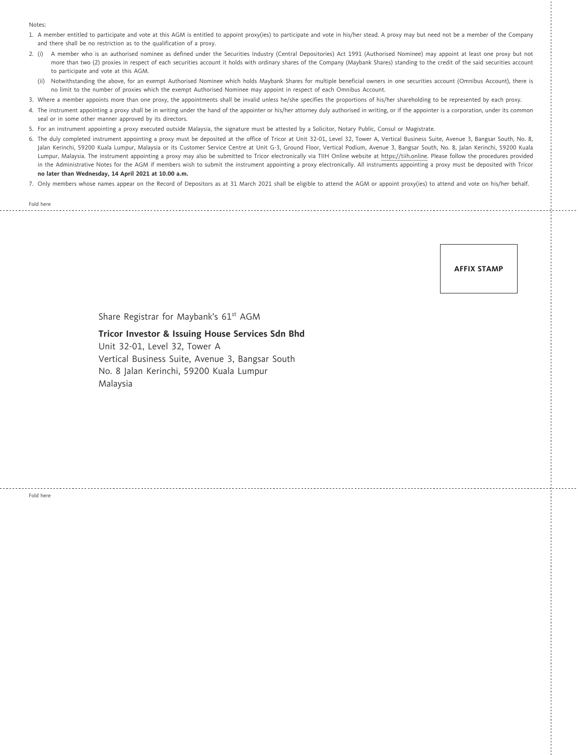Notes:

1. A member entitled to participate and vote at this AGM is entitled to appoint proxy(ies) to participate and vote in his/her stead. A proxy may but need not be a member of the Company and there shall be no restriction as to the qualification of a proxy.
2. (i) A member who is an authorised nominee as defined under the Securities Industry (Central Depositories) Act 1991 (Authorised Nominee) may appoint at least one proxy but not more than two (2) proxies in respect of each securities account it holds with ordinary shares of the Company (Maybank Shares) standing to the credit of the said securities account to participate and vote at this AGM.

   (ii) Notwithstanding the above, for an exempt Authorised Nominee which holds Maybank Shares for multiple beneficial owners in one securities account (Omnibus Account), there is no limit to the number of proxies which the exempt Authorised Nominee may appoint in respect of each Omnibus Account.
3. Where a member appoints more than one proxy, the appointments shall be invalid unless he/she specifies the proportions of his/her shareholding to be represented by each proxy.
4. The instrument appointing a proxy shall be in writing under the hand of the appointer or his/her attorney duly authorised in writing, or if the appointer is a corporation, under its common seal or in some other manner approved by its directors.
5. For an instrument appointing a proxy executed outside Malaysia, the signature must be attested by a Solicitor, Notary Public, Consul or Magistrate.
6. The duly completed instrument appointing a proxy must be deposited at the office of Tricor at Unit 32-01, Level 32, Tower A, Vertical Business Suite, Avenue 3, Bangsar South, No. 8, Jalan Kerinchi, 59200 Kuala Lumpur, Malaysia or its Customer Service Centre at Unit G-3, Ground Floor, Vertical Podium, Avenue 3, Bangsar South, No. 8, Jalan Kerinchi, 59200 Kuala Lumpur, Malaysia. The instrument appointing a proxy may also be submitted to Tricor electronically via TIIH Online website at https://tiih.online. Please follow the procedures provided in the Administrative Notes for the AGM if members wish to submit the instrument appointing a proxy electronically. All instruments appointing a proxy must be deposited with Tricor **no later than Wednesday, 14 April 2021 at 10.00 a.m.**
7. Only members whose names appear on the Record of Depositors as at 31 March 2021 shall be eligible to attend the AGM or appoint proxy(ies) to attend and vote on his/her behalf.

Fold here

**AFFIX STAMP**

Share Registrar for Maybank's 61st AGM

**Tricor Investor & Issuing House Services Sdn Bhd**
Unit 32-01, Level 32, Tower A
Vertical Business Suite, Avenue 3, Bangsar South
No. 8 Jalan Kerinchi, 59200 Kuala Lumpur
Malaysia

Fold here